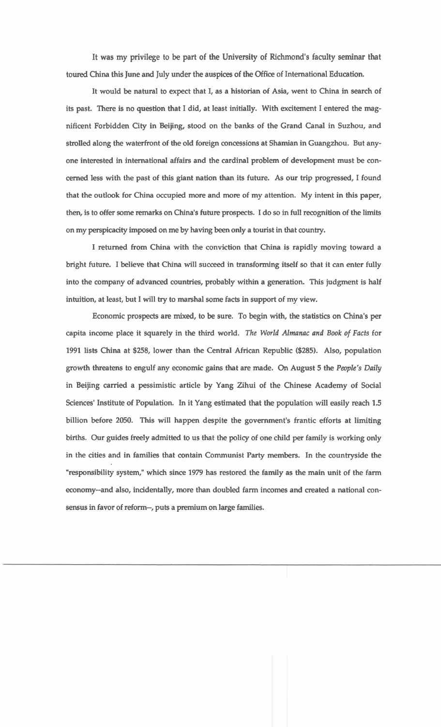It was my privilege to be part of the University of Richmond's faculty seminar that toured China this June and July under the auspices of the Office of International Education.

It would be natural to expect that I, as a historian of Asia, went to China in search of its past. There is no question that I did, at least initially. With excitement I entered the magnificent Forbidden City in Beijing, stood on the banks of the Grand Canal in Suzhou, and strolled along the waterfront of the old foreign concessions at Shamian in Guangzhou. But anyone interested in international affairs and the cardinal problem of development must be concerned less with the past of this giant nation than its future. As our trip progressed, I found that the outlook for China occupied more and more of my attention. My intent in this paper, then, is to offer some remarks on China's future prospects. I do so in full recognition of the limits on my perspicacity imposed on me by having been only a tourist in that country.

I returned from China with the conviction that China is rapidly moving toward a bright future. I believe that China will succeed in transforming itself so that it can enter fully into the company of advanced countries, probably within a generation. This judgment is half intuition, at least, but I will try to marshal some facts in support of my view.

Economic prospects are mixed, to be sure. To begin with, the statistics on China's per capita income place it squarely in the third world. *The World Almanac and Book of Facts* for 1991 lists China at $258, lower than the Central African Republic ($285). Also, population growth threatens to engulf any economic gains that are made. On August 5 the *People's Daily* in Beijing carried a pessimistic article by Yang Zihui of the Chinese Academy of Social Sciences' Institute of Population. In it Yang estimated that the population will easily reach 1.5 billion before 2050. This will happen despite the government's frantic efforts at limiting births. Our guides freely admitted to us that the policy of one child per family is working only in the cities and in families that contain Communist Party members. In the countryside the "responsibility system," which since 1979 has restored the family as the main unit of the farm economy--and also, incidentally, more than doubled farm incomes and created a national consensus in favor of reform--, puts a premium on large families.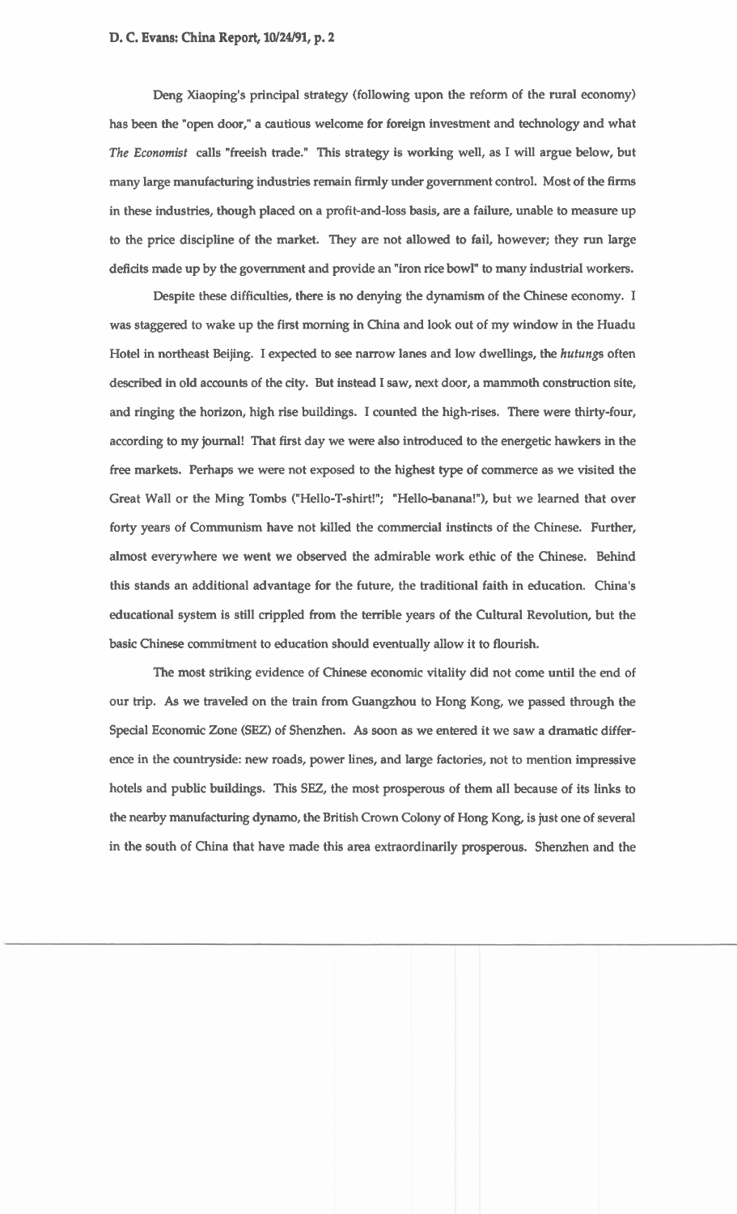Deng Xiaoping's principal strategy (following upon the reform of the rural economy) has been the "open door," a cautious welcome for foreign investment and technology and what *The Economist* calls "freeish trade." This strategy is working well, as I will argue below, but many large manufacturing industries remain firmly under government control. Most of the firms in these industries, though placed on a profit-and-loss basis, are a failure, unable to measure up to the price discipline of the market. They are not allowed to fail, however; they run large deficits made up by the government and provide an "iron rice bowl" to many industrial workers.

Despite these difficulties, there is no denying the dynamism of the Chinese economy. I was staggered to wake up the first morning in China and look out of my window in the Huadu Hotel in northeast Beijing. I expected to see narrow lanes and low dwellings, the *hutungs* often described in old accounts of the city. But instead I saw, next door, a mammoth construction site, and ringing the horizon, high rise buildings. I counted the high-rises. There were thirty-four, according to my journal! That first day we were also introduced to the energetic hawkers in the free markets. Perhaps we were not exposed to the highest type of commerce as we visited the Great Wall or the Ming Tombs ("Hello-T-shirt!"; "Hello-banana!"), but we learned that over forty years of Communism have not killed the commercial instincts of the Chinese. Further, almost everywhere we went we observed the admirable work ethic of the Chinese. Behind this stands an additional advantage for the future, the traditional faith in education. China's educational system is still crippled from the terrible years of the Cultural Revolution, but the basic Chinese commitment to education should eventually allow it to flourish.

The most striking evidence of Chinese economic vitality did not come until the end of our trip. As we traveled on the train from Guangzhou to Hong Kong, we passed through the Special Economic Zone (SEZ) of Shenzhen. As soon as we entered it we saw a dramatic difference in the countryside: new roads, power lines, and large factories, not to mention impressive hotels and public buildings. This SEZ, the most prosperous of them all because of its links to the nearby manufacturing dynamo, the British Crown Colony of Hong Kong, is just one of several in the south of China that have made this area extraordinarily prosperous. Shenzhen and the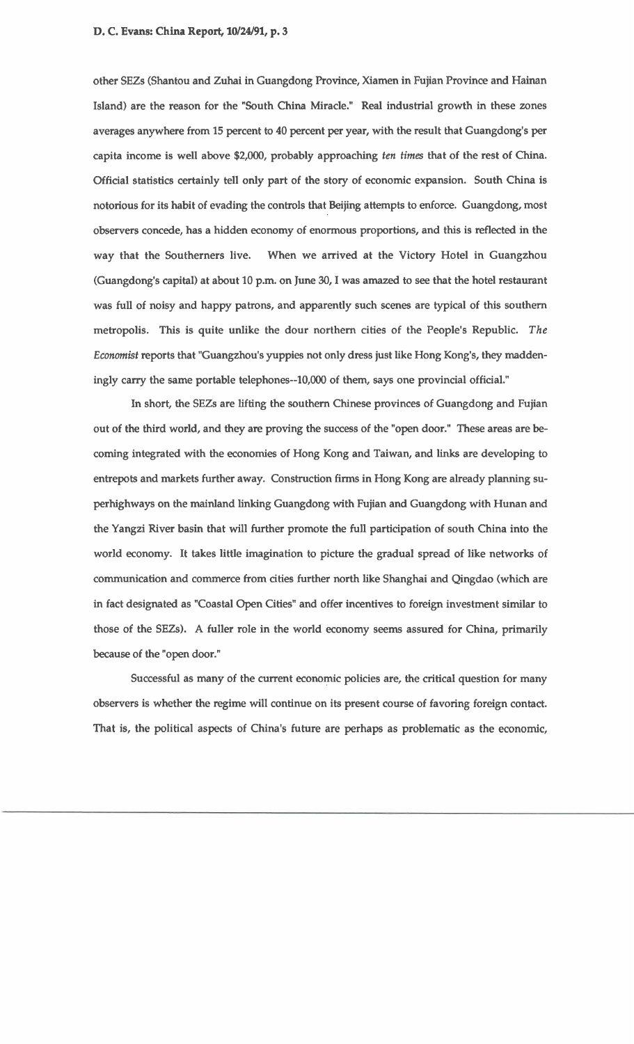other SEZs (Shantou and Zuhai in Guangdong Province, Xiamen in Fujian Province and Hainan Island) are the reason for the "South China Miracle." Real industrial growth in these zones averages anywhere from 15 percent to 40 percent per year, with the result that Guangdong's per capita income is well above $2,000, probably approaching *ten times* that of the rest of China. Official statistics certainly tell only part of the story of economic expansion. South China is notorious for its habit of evading the controls that Beijing attempts to enforce. Guangdong, most observers concede, has a hidden economy of enormous proportions, and this is reflected in the way that the Southerners live. When we arrived at the Victory Hotel in Guangzhou (Guangdong's capital) at about 10 p.m. on June 30, I was amazed to see that the hotel restaurant was full of noisy and happy patrons, and apparently such scenes are typical of this southern metropolis. This is quite unlike the dour northern cities of the People's Republic. *The Economist* reports that "Guangzhou's yuppies not only dress just like Hong Kong's, they maddeningly carry the same portable telephones--10,000 of them, says one provincial official."

In short, the SEZs are lifting the southern Chinese provinces of Guangdong and Fujian out of the third world, and they are proving the success of the "open door." These areas are becoming integrated with the economies of Hong Kong and Taiwan, and links are developing to entrepots and markets further away. Construction firms in Hong Kong are already planning superhighways on the mainland linking Guangdong with Fujian and Guangdong with Hunan and the Yangzi River basin that will further promote the full participation of south China into the world economy. It takes little imagination to picture the gradual spread of like networks of communication and commerce from cities further north like Shanghai and Qingdao (which are in fact designated as "Coastal Open Cities" and offer incentives to foreign investment similar to those of the SEZs). A fuller role in the world economy seems assured for China, primarily because of the "open door."

Successful as many of the current economic policies are, the critical question for many observers is whether the regime will continue on its present course of favoring foreign contact. That is, the political aspects of China's future are perhaps as problematic as the economic,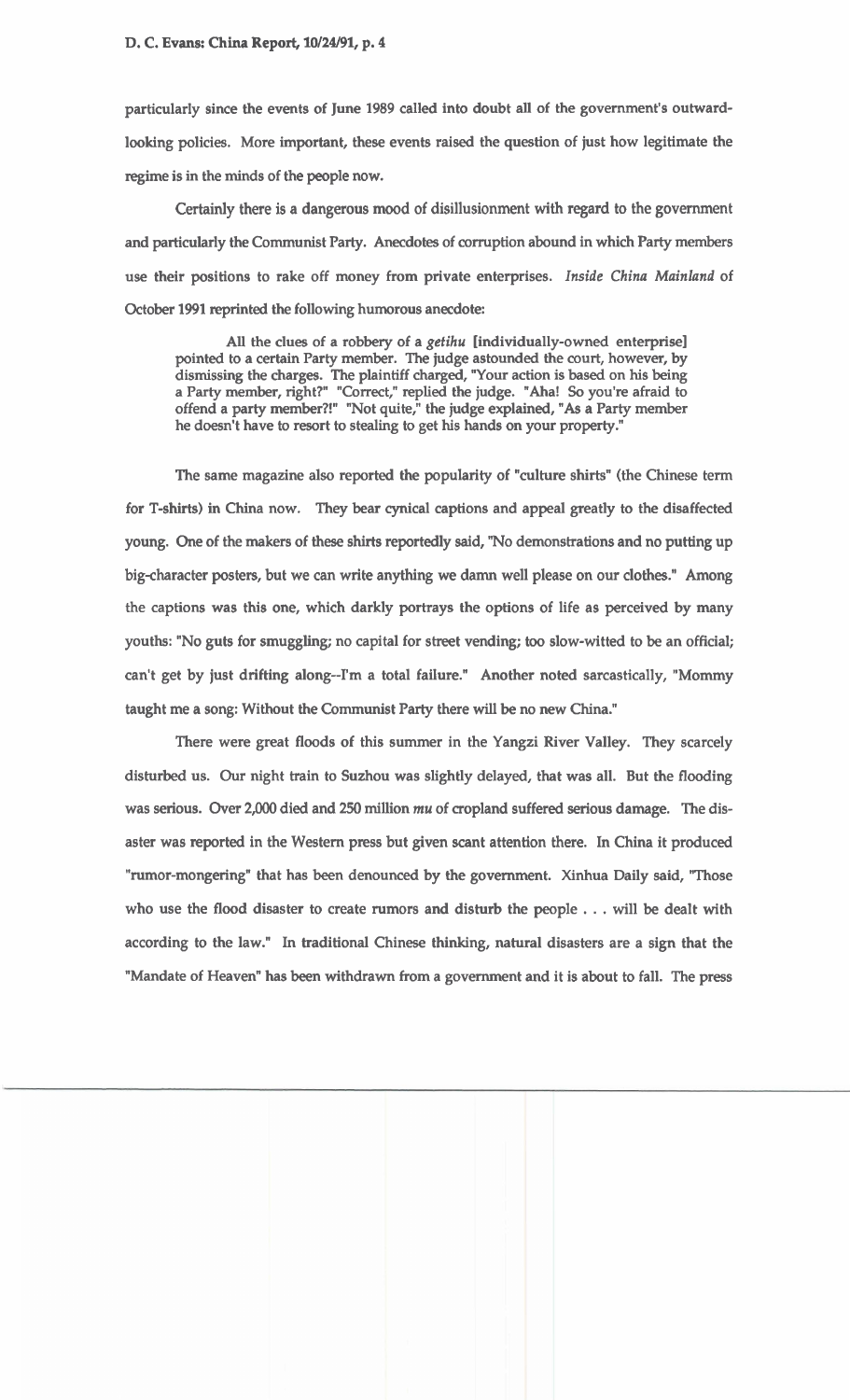particularly since the events of June 1989 called into doubt all of the government's outward-looking policies. More important, these events raised the question of just how legitimate the regime is in the minds of the people now.

Certainly there is a dangerous mood of disillusionment with regard to the government and particularly the Communist Party. Anecdotes of corruption abound in which Party members use their positions to rake off money from private enterprises. *Inside China Mainland* of October 1991 reprinted the following humorous anecdote:

> All the clues of a robbery of a *getihu* [individually-owned enterprise] pointed to a certain Party member. The judge astounded the court, however, by dismissing the charges. The plaintiff charged, "Your action is based on his being a Party member, right?" "Correct," replied the judge. "Aha! So you're afraid to offend a party member?!" "Not quite," the judge explained, "As a Party member he doesn't have to resort to stealing to get his hands on your property."

The same magazine also reported the popularity of "culture shirts" (the Chinese term for T-shirts) in China now. They bear cynical captions and appeal greatly to the disaffected young. One of the makers of these shirts reportedly said, "No demonstrations and no putting up big-character posters, but we can write anything we damn well please on our clothes." Among the captions was this one, which darkly portrays the options of life as perceived by many youths: "No guts for smuggling; no capital for street vending; too slow-witted to be an official; can't get by just drifting along--I'm a total failure." Another noted sarcastically, "Mommy taught me a song: Without the Communist Party there will be no new China."

There were great floods of this summer in the Yangzi River Valley. They scarcely disturbed us. Our night train to Suzhou was slightly delayed, that was all. But the flooding was serious. Over 2,000 died and 250 million *mu* of cropland suffered serious damage. The disaster was reported in the Western press but given scant attention there. In China it produced "rumor-mongering" that has been denounced by the government. Xinhua Daily said, "Those who use the flood disaster to create rumors and disturb the people . . . will be dealt with according to the law." In traditional Chinese thinking, natural disasters are a sign that the "Mandate of Heaven" has been withdrawn from a government and it is about to fall. The press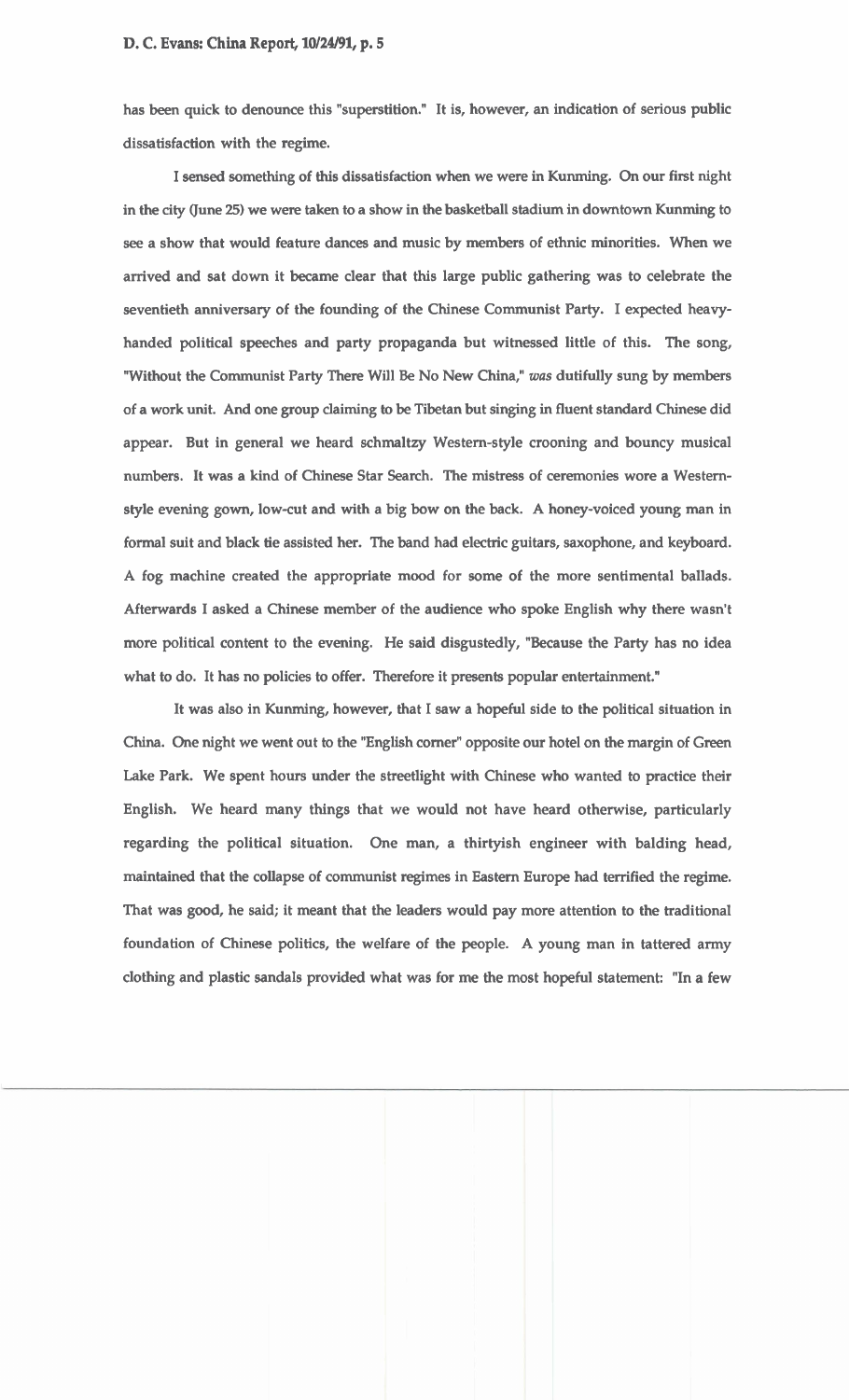has been quick to denounce this "superstition." It is, however, an indication of serious public dissatisfaction with the regime.

I sensed something of this dissatisfaction when we were in Kunming. On our first night in the city (June 25) we were taken to a show in the basketball stadium in downtown Kunming to see a show that would feature dances and music by members of ethnic minorities. When we arrived and sat down it became clear that this large public gathering was to celebrate the seventieth anniversary of the founding of the Chinese Communist Party. I expected heavy-handed political speeches and party propaganda but witnessed little of this. The song, "Without the Communist Party There Will Be No New China," *was* dutifully sung by members of a work unit. And one group claiming to be Tibetan but singing in fluent standard Chinese did appear. But in general we heard schmaltzy Western-style crooning and bouncy musical numbers. It was a kind of Chinese Star Search. The mistress of ceremonies wore a Western-style evening gown, low-cut and with a big bow on the back. A honey-voiced young man in formal suit and black tie assisted her. The band had electric guitars, saxophone, and keyboard. A fog machine created the appropriate mood for some of the more sentimental ballads. Afterwards I asked a Chinese member of the audience who spoke English why there wasn't more political content to the evening. He said disgustedly, "Because the Party has no idea what to do. It has no policies to offer. Therefore it presents popular entertainment."

It was also in Kunming, however, that I saw a hopeful side to the political situation in China. One night we went out to the "English corner" opposite our hotel on the margin of Green Lake Park. We spent hours under the streetlight with Chinese who wanted to practice their English. We heard many things that we would not have heard otherwise, particularly regarding the political situation. One man, a thirtyish engineer with balding head, maintained that the collapse of communist regimes in Eastern Europe had terrified the regime. That was good, he said; it meant that the leaders would pay more attention to the traditional foundation of Chinese politics, the welfare of the people. A young man in tattered army clothing and plastic sandals provided what was for me the most hopeful statement: "In a few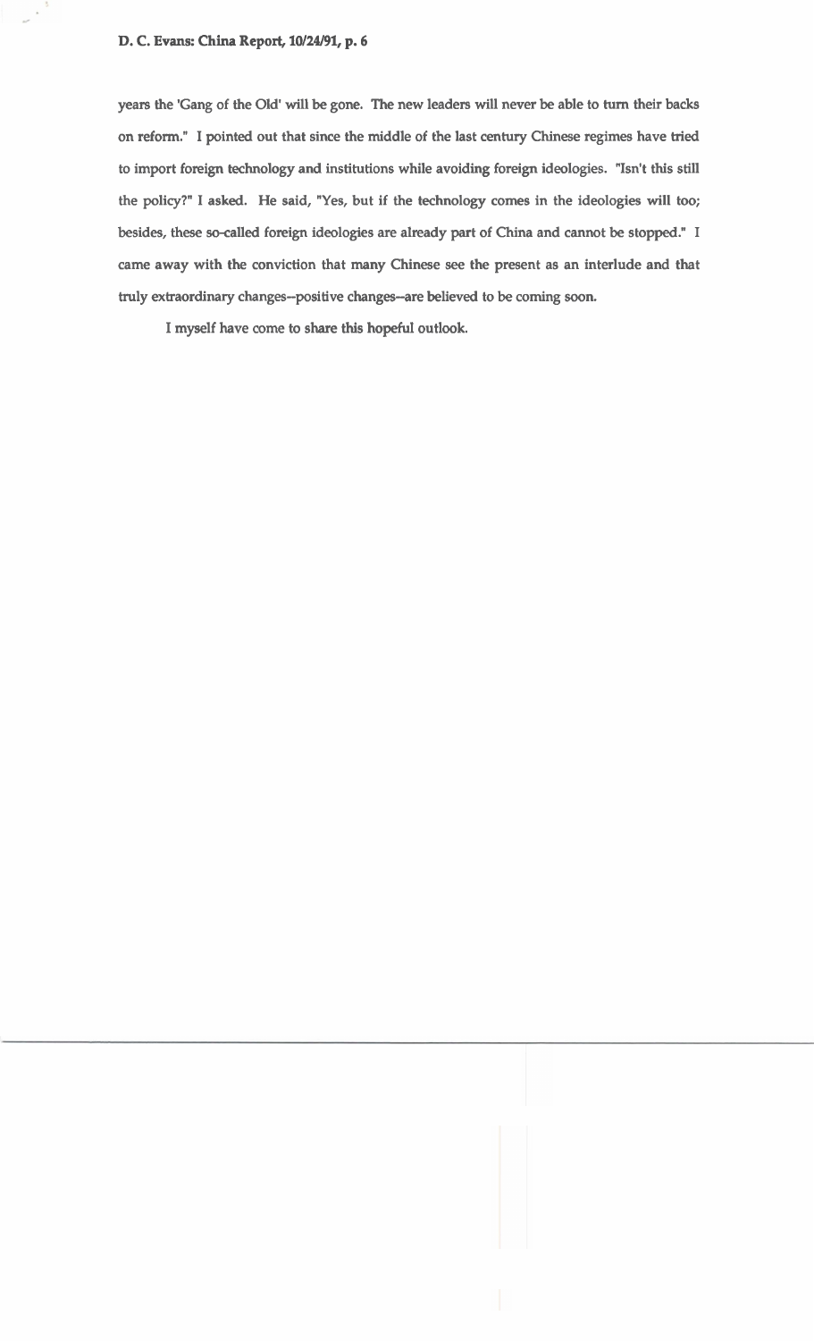years the 'Gang of the Old' will be gone. The new leaders will never be able to turn their backs on reform." I pointed out that since the middle of the last century Chinese regimes have tried to import foreign technology and institutions while avoiding foreign ideologies. "Isn't this still the policy?" I asked. He said, "Yes, but if the technology comes in the ideologies will too; besides, these so-called foreign ideologies are already part of China and cannot be stopped." I came away with the conviction that many Chinese see the present as an interlude and that truly extraordinary changes--positive changes--are believed to be coming soon.

I myself have come to share this hopeful outlook.